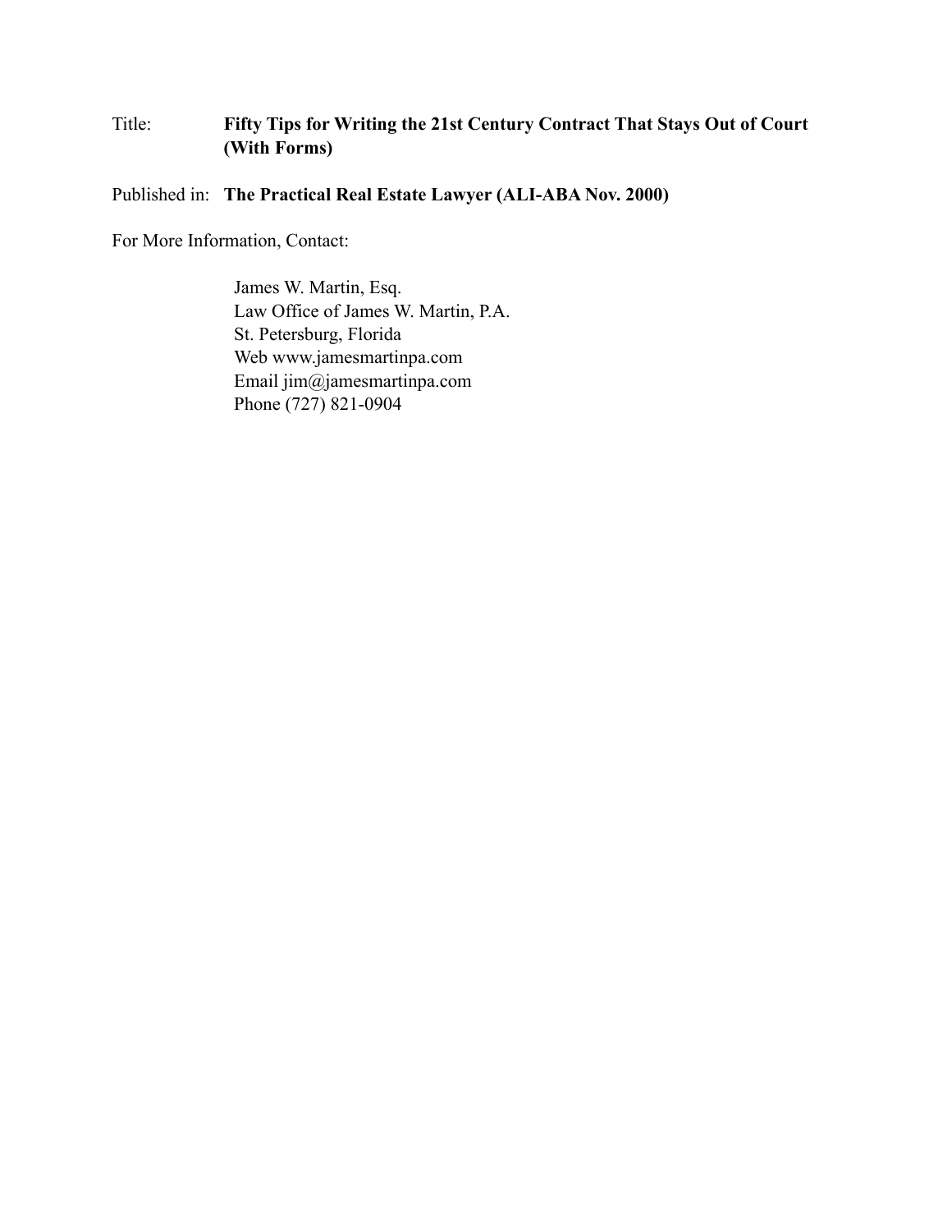Title: **Fifty Tips for Writing the 21st Century Contract That Stays Out of Court (With Forms)**

Published in: **The Practical Real Estate Lawyer (ALI-ABA Nov. 2000)**

For More Information, Contact:

James W. Martin, Esq.
Law Office of James W. Martin, P.A.
St. Petersburg, Florida
Web www.jamesmartinpa.com
Email jim@jamesmartinpa.com
Phone (727) 821-0904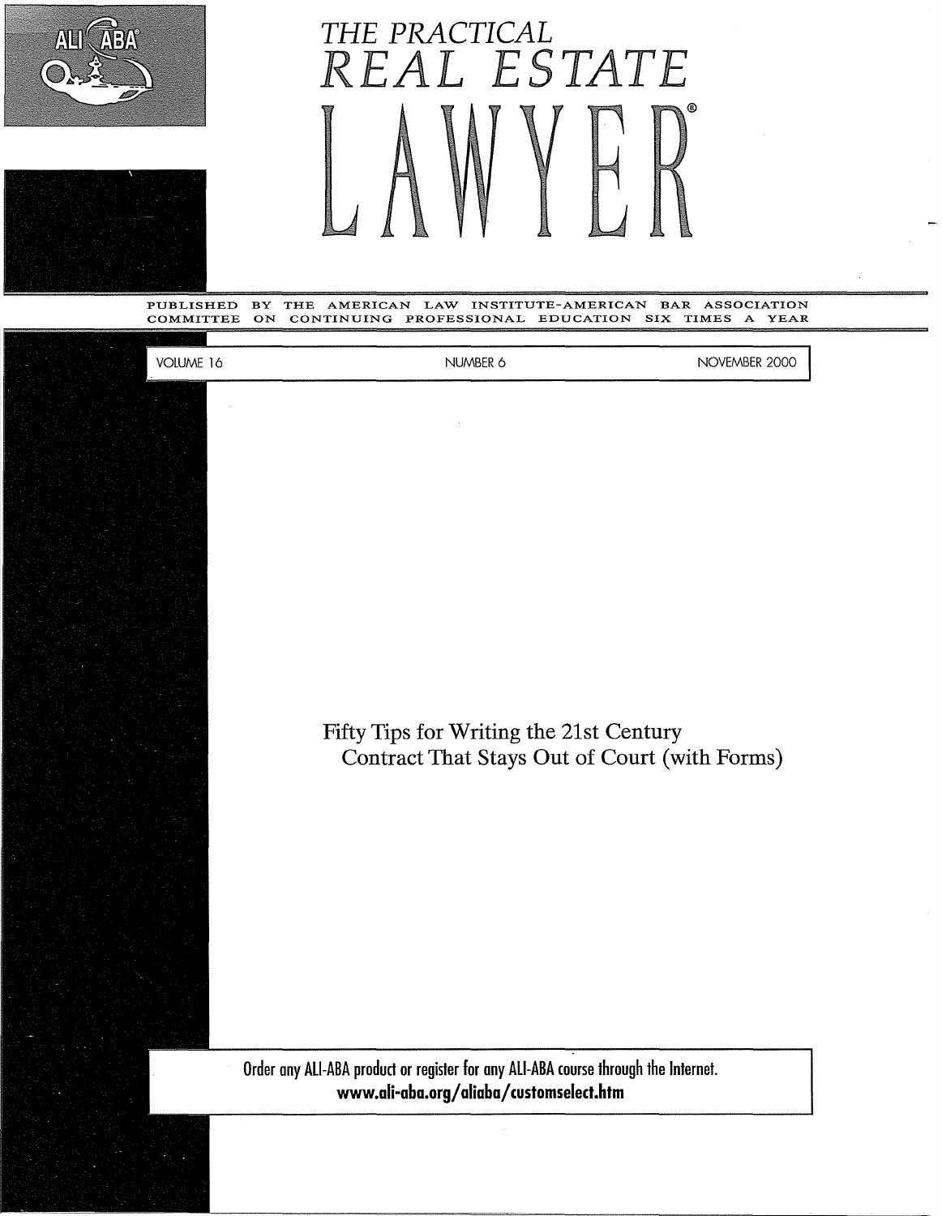# THE PRACTICAL REAL ESTATE LAWYER®

PUBLISHED BY THE AMERICAN LAW INSTITUTE-AMERICAN BAR ASSOCIATION COMMITTEE ON CONTINUING PROFESSIONAL EDUCATION SIX TIMES A YEAR

VOLUME 16 | NUMBER 6 | NOVEMBER 2000

## Fifty Tips for Writing the 21st Century Contract That Stays Out of Court (with Forms)

Order any ALI-ABA product or register for any ALI-ABA course through the Internet.
**www.ali-aba.org/aliaba/customselect.htm**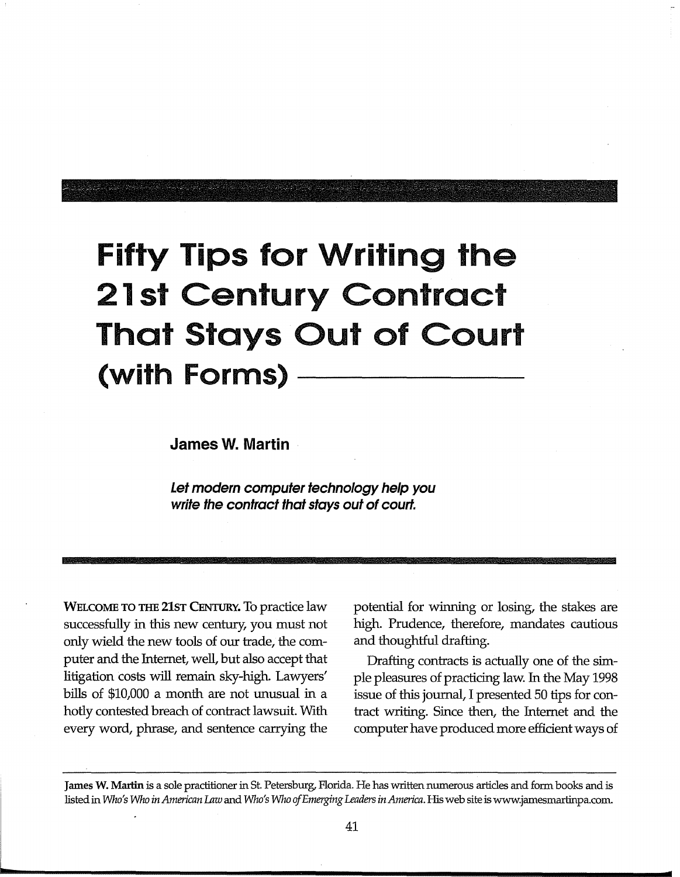# Fifty Tips for Writing the 21st Century Contract That Stays Out of Court (with Forms)

**James W. Martin**

***Let modern computer technology help you write the contract that stays out of court.***

WELCOME TO THE 21ST CENTURY. To practice law successfully in this new century, you must not only wield the new tools of our trade, the computer and the Internet, well, but also accept that litigation costs will remain sky-high. Lawyers' bills of $10,000 a month are not unusual in a hotly contested breach of contract lawsuit. With every word, phrase, and sentence carrying the potential for winning or losing, the stakes are high. Prudence, therefore, mandates cautious and thoughtful drafting.

Drafting contracts is actually one of the simple pleasures of practicing law. In the May 1998 issue of this journal, I presented 50 tips for contract writing. Since then, the Internet and the computer have produced more efficient ways of

---

**James W. Martin** is a sole practitioner in St. Petersburg, Florida. He has written numerous articles and form books and is listed in *Who's Who in American Law* and *Who's Who of Emerging Leaders in America*. His web site is www.jamesmartinpa.com.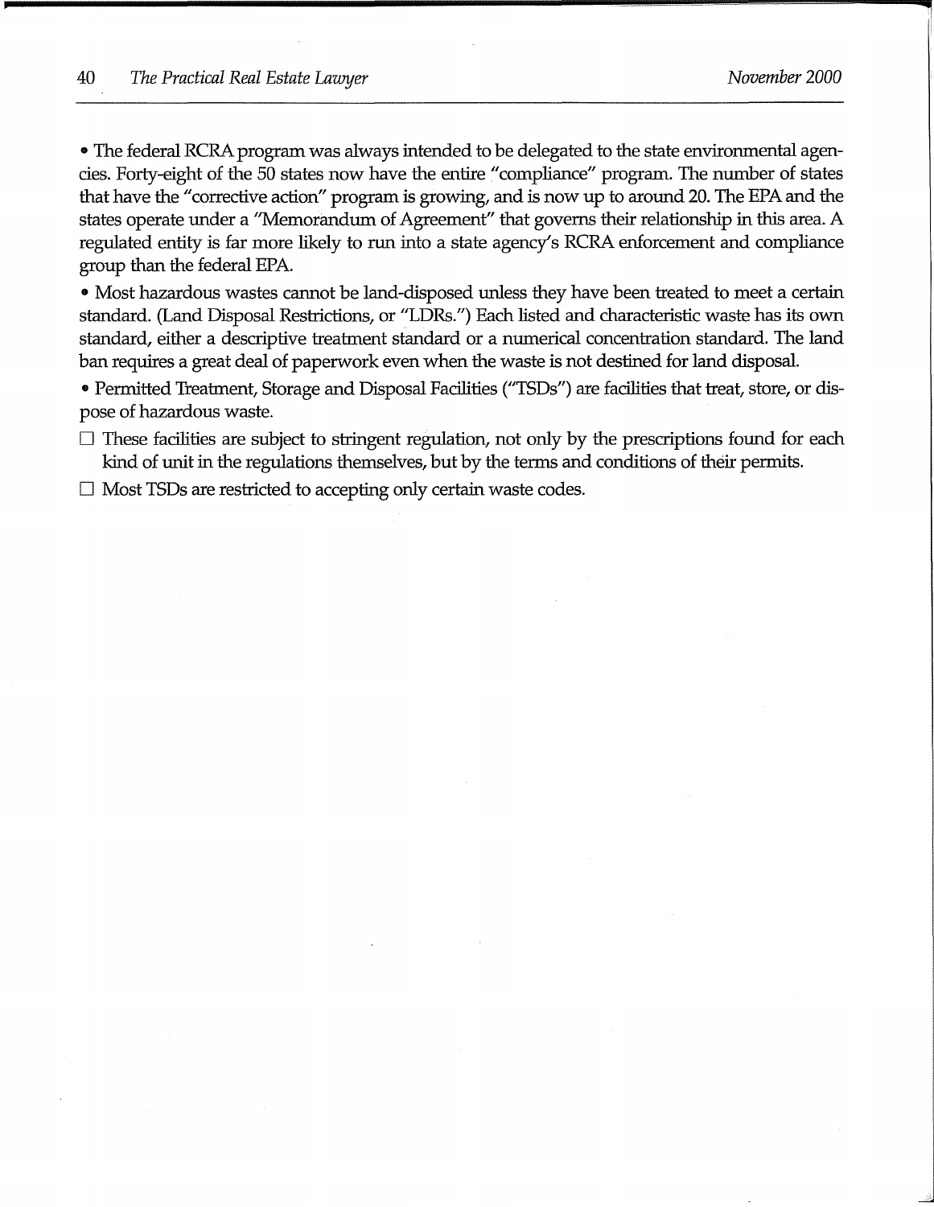- The federal RCRA program was always intended to be delegated to the state environmental agencies. Forty-eight of the 50 states now have the entire "compliance" program. The number of states that have the "corrective action" program is growing, and is now up to around 20. The EPA and the states operate under a "Memorandum of Agreement" that governs their relationship in this area. A regulated entity is far more likely to run into a state agency's RCRA enforcement and compliance group than the federal EPA.
- Most hazardous wastes cannot be land-disposed unless they have been treated to meet a certain standard. (Land Disposal Restrictions, or "LDRs.") Each listed and characteristic waste has its own standard, either a descriptive treatment standard or a numerical concentration standard. The land ban requires a great deal of paperwork even when the waste is not destined for land disposal.
- Permitted Treatment, Storage and Disposal Facilities ("TSDs") are facilities that treat, store, or dispose of hazardous waste.
  - These facilities are subject to stringent regulation, not only by the prescriptions found for each kind of unit in the regulations themselves, but by the terms and conditions of their permits.
  - Most TSDs are restricted to accepting only certain waste codes.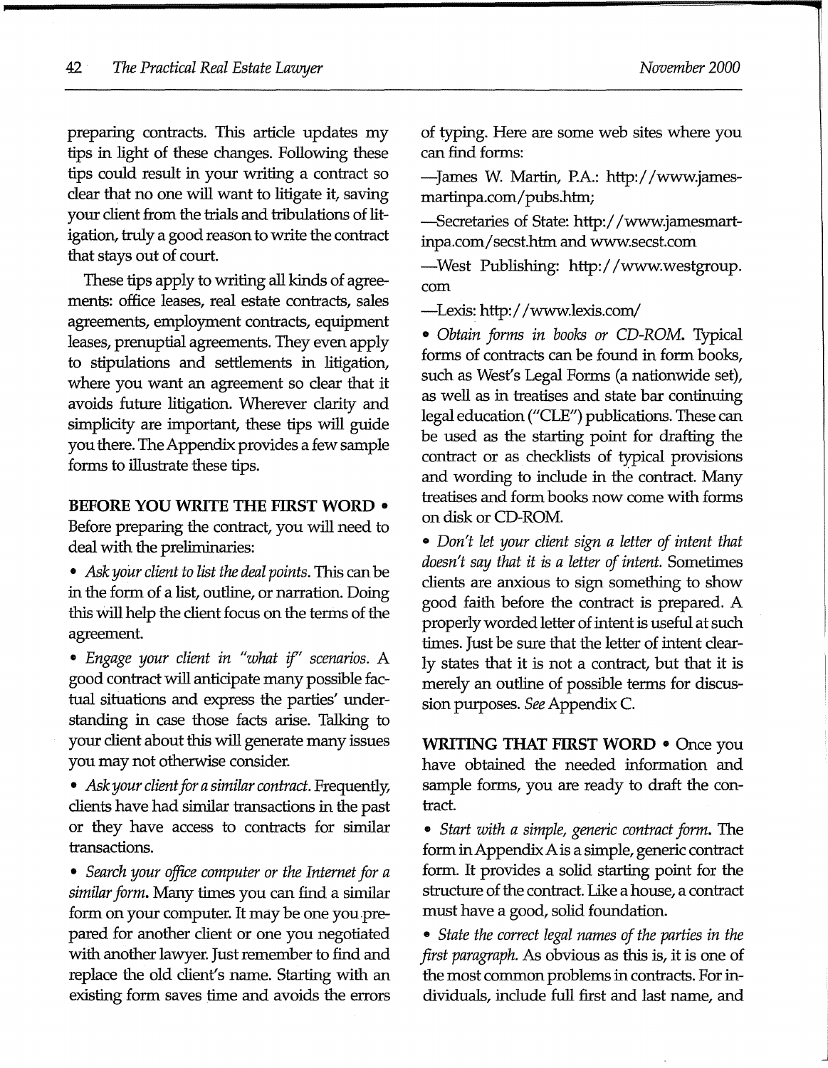preparing contracts. This article updates my tips in light of these changes. Following these tips could result in your writing a contract so clear that no one will want to litigate it, saving your client from the trials and tribulations of litigation, truly a good reason to write the contract that stays out of court.

These tips apply to writing all kinds of agreements: office leases, real estate contracts, sales agreements, employment contracts, equipment leases, prenuptial agreements. They even apply to stipulations and settlements in litigation, where you want an agreement so clear that it avoids future litigation. Wherever clarity and simplicity are important, these tips will guide you there. The Appendix provides a few sample forms to illustrate these tips.

**BEFORE YOU WRITE THE FIRST WORD •** Before preparing the contract, you will need to deal with the preliminaries:

- *Ask your client to list the deal points.* This can be in the form of a list, outline, or narration. Doing this will help the client focus on the terms of the agreement.
- *Engage your client in "what if" scenarios.* A good contract will anticipate many possible factual situations and express the parties' understanding in case those facts arise. Talking to your client about this will generate many issues you may not otherwise consider.
- *Ask your client for a similar contract.* Frequently, clients have had similar transactions in the past or they have access to contracts for similar transactions.
- *Search your office computer or the Internet for a similar form.* Many times you can find a similar form on your computer. It may be one you prepared for another client or one you negotiated with another lawyer. Just remember to find and replace the old client's name. Starting with an existing form saves time and avoids the errors of typing. Here are some web sites where you can find forms:

—James W. Martin, P.A.: http://www.jamesmartinpa.com/pubs.htm;

—Secretaries of State: http://www.jamesmartinpa.com/secst.htm and www.secst.com

—West Publishing: http://www.westgroup.com

—Lexis: http://www.lexis.com/

- *Obtain forms in books or CD-ROM.* Typical forms of contracts can be found in form books, such as West's Legal Forms (a nationwide set), as well as in treatises and state bar continuing legal education ("CLE") publications. These can be used as the starting point for drafting the contract or as checklists of typical provisions and wording to include in the contract. Many treatises and form books now come with forms on disk or CD-ROM.
- *Don't let your client sign a letter of intent that doesn't say that it is a letter of intent.* Sometimes clients are anxious to sign something to show good faith before the contract is prepared. A properly worded letter of intent is useful at such times. Just be sure that the letter of intent clearly states that it is not a contract, but that it is merely an outline of possible terms for discussion purposes. *See* Appendix C.

**WRITING THAT FIRST WORD •** Once you have obtained the needed information and sample forms, you are ready to draft the contract.

- *Start with a simple, generic contract form.* The form in Appendix A is a simple, generic contract form. It provides a solid starting point for the structure of the contract. Like a house, a contract must have a good, solid foundation.
- *State the correct legal names of the parties in the first paragraph.* As obvious as this is, it is one of the most common problems in contracts. For individuals, include full first and last name, and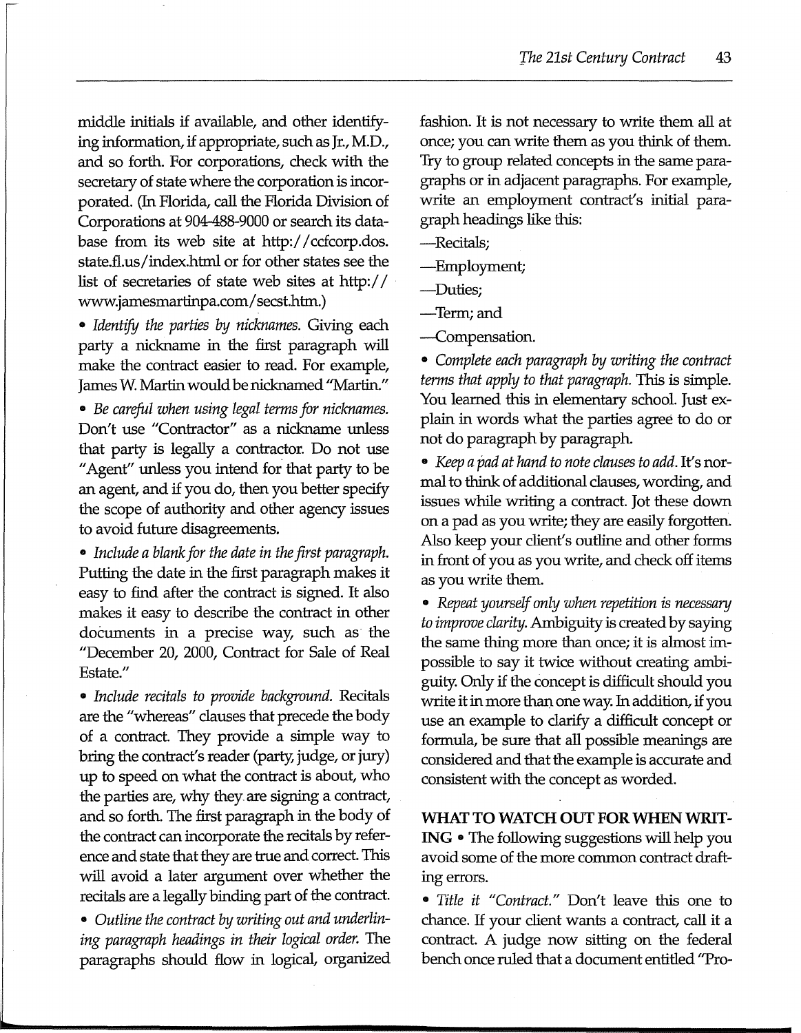middle initials if available, and other identifying information, if appropriate, such as Jr., M.D., and so forth. For corporations, check with the secretary of state where the corporation is incorporated. (In Florida, call the Florida Division of Corporations at 904-488-9000 or search its database from its web site at http://ccfcorp.dos.state.fl.us/index.html or for other states see the list of secretaries of state web sites at http://www.jamesmartinpa.com/secst.htm.)

- *Identify the parties by nicknames.* Giving each party a nickname in the first paragraph will make the contract easier to read. For example, James W. Martin would be nicknamed "Martin."

- *Be careful when using legal terms for nicknames.* Don't use "Contractor" as a nickname unless that party is legally a contractor. Do not use "Agent" unless you intend for that party to be an agent, and if you do, then you better specify the scope of authority and other agency issues to avoid future disagreements.

- *Include a blank for the date in the first paragraph.* Putting the date in the first paragraph makes it easy to find after the contract is signed. It also makes it easy to describe the contract in other documents in a precise way, such as the "December 20, 2000, Contract for Sale of Real Estate."

- *Include recitals to provide background.* Recitals are the "whereas" clauses that precede the body of a contract. They provide a simple way to bring the contract's reader (party, judge, or jury) up to speed on what the contract is about, who the parties are, why they are signing a contract, and so forth. The first paragraph in the body of the contract can incorporate the recitals by reference and state that they are true and correct. This will avoid a later argument over whether the recitals are a legally binding part of the contract.

- *Outline the contract by writing out and underlining paragraph headings in their logical order.* The paragraphs should flow in logical, organized fashion. It is not necessary to write them all at once; you can write them as you think of them. Try to group related concepts in the same paragraphs or in adjacent paragraphs. For example, write an employment contract's initial paragraph headings like this:

—Recitals;

—Employment;

—Duties;

—Term; and

—Compensation.

- *Complete each paragraph by writing the contract terms that apply to that paragraph.* This is simple. You learned this in elementary school. Just explain in words what the parties agree to do or not do paragraph by paragraph.

- *Keep a pad at hand to note clauses to add.* It's normal to think of additional clauses, wording, and issues while writing a contract. Jot these down on a pad as you write; they are easily forgotten. Also keep your client's outline and other forms in front of you as you write, and check off items as you write them.

- *Repeat yourself only when repetition is necessary to improve clarity.* Ambiguity is created by saying the same thing more than once; it is almost impossible to say it twice without creating ambiguity. Only if the concept is difficult should you write it in more than one way. In addition, if you use an example to clarify a difficult concept or formula, be sure that all possible meanings are considered and that the example is accurate and consistent with the concept as worded.

**WHAT TO WATCH OUT FOR WHEN WRITING** • The following suggestions will help you avoid some of the more common contract drafting errors.

- *Title it "Contract."* Don't leave this one to chance. If your client wants a contract, call it a contract. A judge now sitting on the federal bench once ruled that a document entitled "Pro-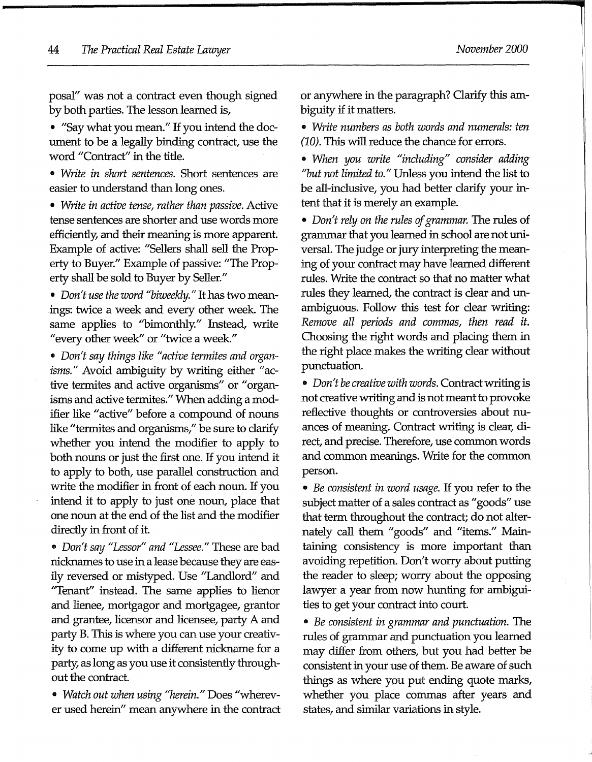posal" was not a contract even though signed by both parties. The lesson learned is,

- "Say what you mean." If you intend the document to be a legally binding contract, use the word "Contract" in the title.
- *Write in short sentences.* Short sentences are easier to understand than long ones.
- *Write in active tense, rather than passive.* Active tense sentences are shorter and use words more efficiently, and their meaning is more apparent. Example of active: "Sellers shall sell the Property to Buyer." Example of passive: "The Property shall be sold to Buyer by Seller."
- *Don't use the word "biweekly."* It has two meanings: twice a week and every other week. The same applies to "bimonthly." Instead, write "every other week" or "twice a week."
- *Don't say things like "active termites and organisms."* Avoid ambiguity by writing either "active termites and active organisms" or "organisms and active termites." When adding a modifier like "active" before a compound of nouns like "termites and organisms," be sure to clarify whether you intend the modifier to apply to both nouns or just the first one. If you intend it to apply to both, use parallel construction and write the modifier in front of each noun. If you intend it to apply to just one noun, place that one noun at the end of the list and the modifier directly in front of it.
- *Don't say "Lessor" and "Lessee."* These are bad nicknames to use in a lease because they are easily reversed or mistyped. Use "Landlord" and "Tenant" instead. The same applies to lienor and lienee, mortgagor and mortgagee, grantor and grantee, licensor and licensee, party A and party B. This is where you can use your creativity to come up with a different nickname for a party, as long as you use it consistently throughout the contract.
- *Watch out when using "herein."* Does "wherever used herein" mean anywhere in the contract or anywhere in the paragraph? Clarify this ambiguity if it matters.
- *Write numbers as both words and numerals: ten (10).* This will reduce the chance for errors.
- *When you write "including" consider adding "but not limited to."* Unless you intend the list to be all-inclusive, you had better clarify your intent that it is merely an example.
- *Don't rely on the rules of grammar.* The rules of grammar that you learned in school are not universal. The judge or jury interpreting the meaning of your contract may have learned different rules. Write the contract so that no matter what rules they learned, the contract is clear and unambiguous. Follow this test for clear writing: *Remove all periods and commas, then read it.* Choosing the right words and placing them in the right place makes the writing clear without punctuation.
- *Don't be creative with words.* Contract writing is not creative writing and is not meant to provoke reflective thoughts or controversies about nuances of meaning. Contract writing is clear, direct, and precise. Therefore, use common words and common meanings. Write for the common person.
- *Be consistent in word usage.* If you refer to the subject matter of a sales contract as "goods" use that term throughout the contract; do not alternately call them "goods" and "items." Maintaining consistency is more important than avoiding repetition. Don't worry about putting the reader to sleep; worry about the opposing lawyer a year from now hunting for ambiguities to get your contract into court.
- *Be consistent in grammar and punctuation.* The rules of grammar and punctuation you learned may differ from others, but you had better be consistent in your use of them. Be aware of such things as where you put ending quote marks, whether you place commas after years and states, and similar variations in style.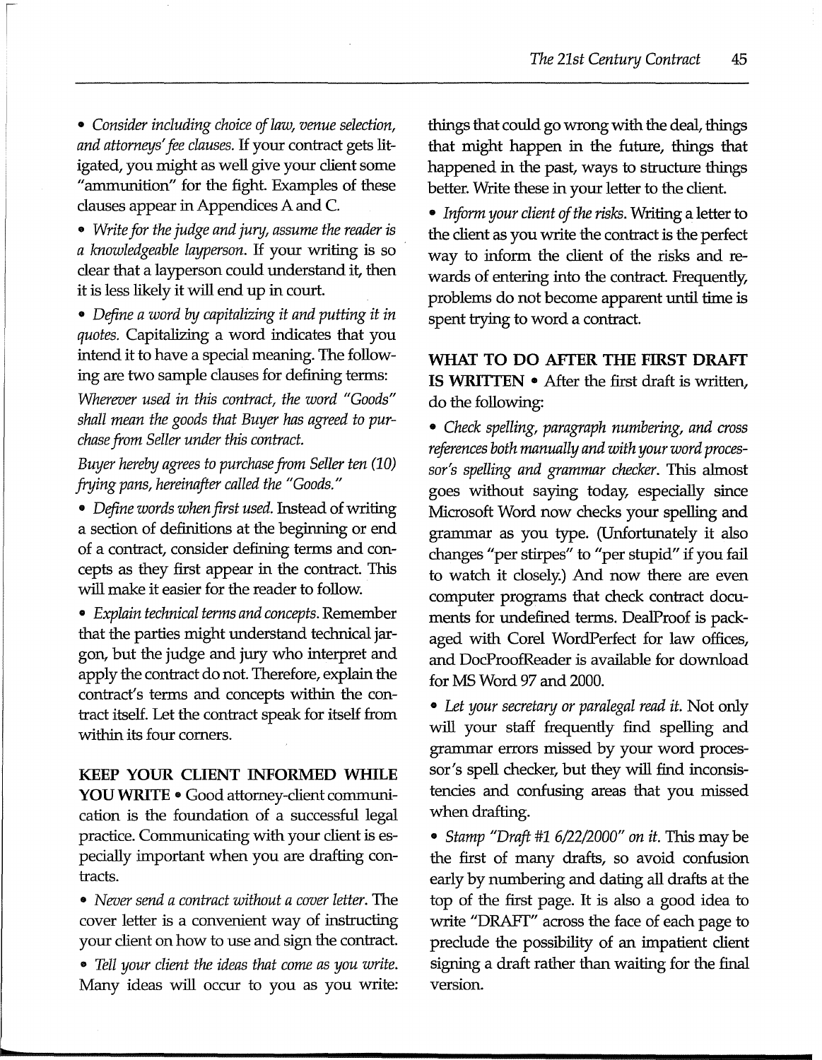- *Consider including choice of law, venue selection, and attorneys' fee clauses.* If your contract gets litigated, you might as well give your client some "ammunition" for the fight. Examples of these clauses appear in Appendices A and C.

- *Write for the judge and jury, assume the reader is a knowledgeable layperson.* If your writing is so clear that a layperson could understand it, then it is less likely it will end up in court.

- *Define a word by capitalizing it and putting it in quotes.* Capitalizing a word indicates that you intend it to have a special meaning. The following are two sample clauses for defining terms:

*Wherever used in this contract, the word "Goods" shall mean the goods that Buyer has agreed to purchase from Seller under this contract.*

*Buyer hereby agrees to purchase from Seller ten (10) frying pans, hereinafter called the "Goods."*

- *Define words when first used.* Instead of writing a section of definitions at the beginning or end of a contract, consider defining terms and concepts as they first appear in the contract. This will make it easier for the reader to follow.

- *Explain technical terms and concepts.* Remember that the parties might understand technical jargon, but the judge and jury who interpret and apply the contract do not. Therefore, explain the contract's terms and concepts within the contract itself. Let the contract speak for itself from within its four corners.

**KEEP YOUR CLIENT INFORMED WHILE YOU WRITE** • Good attorney-client communication is the foundation of a successful legal practice. Communicating with your client is especially important when you are drafting contracts.

- *Never send a contract without a cover letter.* The cover letter is a convenient way of instructing your client on how to use and sign the contract.

- *Tell your client the ideas that come as you write.* Many ideas will occur to you as you write: things that could go wrong with the deal, things that might happen in the future, things that happened in the past, ways to structure things better. Write these in your letter to the client.

- *Inform your client of the risks.* Writing a letter to the client as you write the contract is the perfect way to inform the client of the risks and rewards of entering into the contract. Frequently, problems do not become apparent until time is spent trying to word a contract.

**WHAT TO DO AFTER THE FIRST DRAFT IS WRITTEN** • After the first draft is written, do the following:

- *Check spelling, paragraph numbering, and cross references both manually and with your word processor's spelling and grammar checker.* This almost goes without saying today, especially since Microsoft Word now checks your spelling and grammar as you type. (Unfortunately it also changes "per stirpes" to "per stupid" if you fail to watch it closely.) And now there are even computer programs that check contract documents for undefined terms. DealProof is packaged with Corel WordPerfect for law offices, and DocProofReader is available for download for MS Word 97 and 2000.

- *Let your secretary or paralegal read it.* Not only will your staff frequently find spelling and grammar errors missed by your word processor's spell checker, but they will find inconsistencies and confusing areas that you missed when drafting.

- *Stamp "Draft #1 6/22/2000" on it.* This may be the first of many drafts, so avoid confusion early by numbering and dating all drafts at the top of the first page. It is also a good idea to write "DRAFT" across the face of each page to preclude the possibility of an impatient client signing a draft rather than waiting for the final version.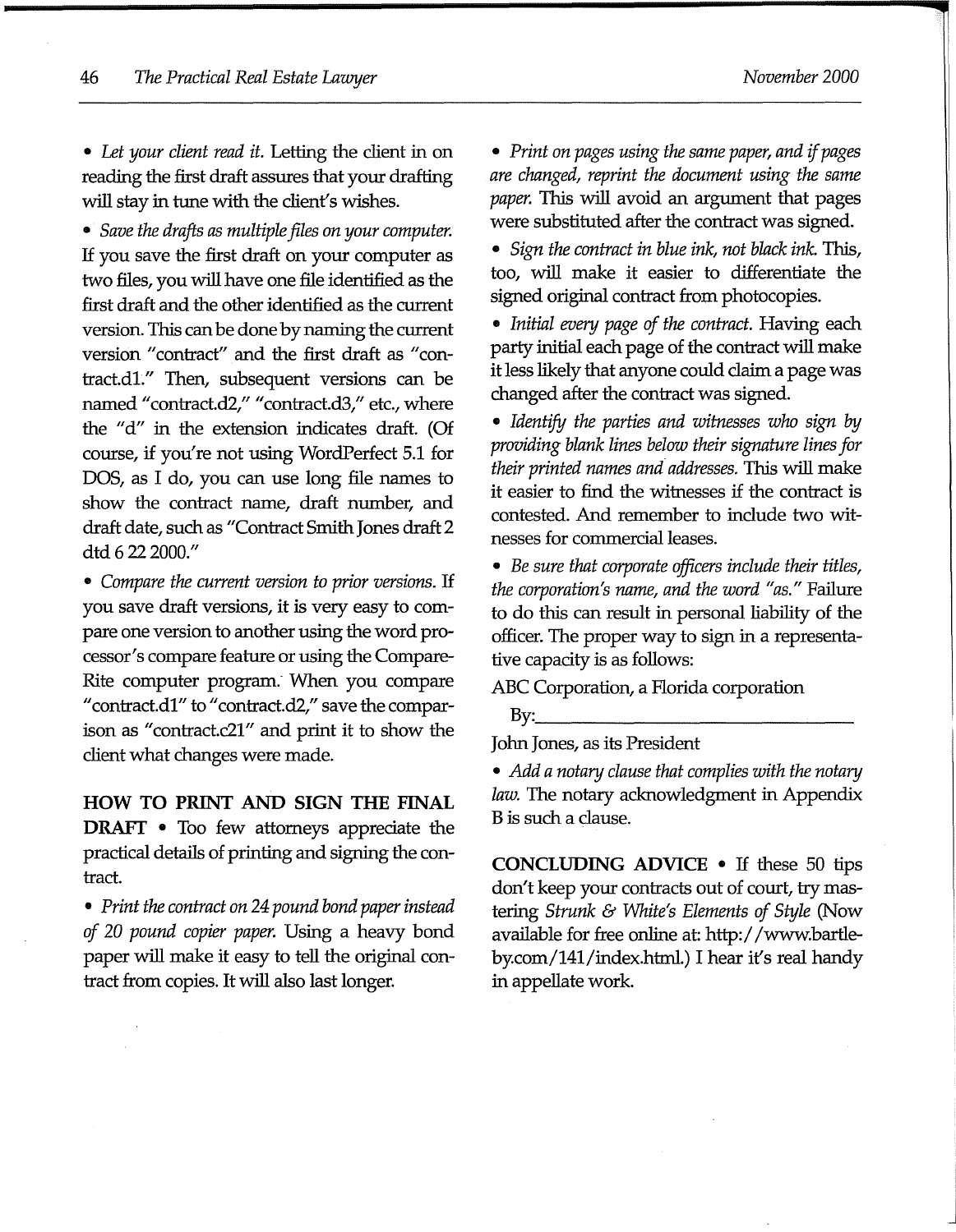• *Let your client read it.* Letting the client in on reading the first draft assures that your drafting will stay in tune with the client's wishes.

• *Save the drafts as multiple files on your computer.* If you save the first draft on your computer as two files, you will have one file identified as the first draft and the other identified as the current version. This can be done by naming the current version "contract" and the first draft as "contract.d1." Then, subsequent versions can be named "contract.d2," "contract.d3," etc., where the "d" in the extension indicates draft. (Of course, if you're not using WordPerfect 5.1 for DOS, as I do, you can use long file names to show the contract name, draft number, and draft date, such as "Contract Smith Jones draft 2 dtd 6 22 2000."

• *Compare the current version to prior versions.* If you save draft versions, it is very easy to compare one version to another using the word processor's compare feature or using the CompareRite computer program. When you compare "contract.d1" to "contract.d2," save the comparison as "contract.c21" and print it to show the client what changes were made.

**HOW TO PRINT AND SIGN THE FINAL DRAFT** • Too few attorneys appreciate the practical details of printing and signing the contract.

• *Print the contract on 24 pound bond paper instead of 20 pound copier paper.* Using a heavy bond paper will make it easy to tell the original contract from copies. It will also last longer.

• *Print on pages using the same paper, and if pages are changed, reprint the document using the same paper.* This will avoid an argument that pages were substituted after the contract was signed.

• *Sign the contract in blue ink, not black ink.* This, too, will make it easier to differentiate the signed original contract from photocopies.

• *Initial every page of the contract.* Having each party initial each page of the contract will make it less likely that anyone could claim a page was changed after the contract was signed.

• *Identify the parties and witnesses who sign by providing blank lines below their signature lines for their printed names and addresses.* This will make it easier to find the witnesses if the contract is contested. And remember to include two witnesses for commercial leases.

• *Be sure that corporate officers include their titles, the corporation's name, and the word "as."* Failure to do this can result in personal liability of the officer. The proper way to sign in a representative capacity is as follows:

ABC Corporation, a Florida corporation

By:\_\_\_\_\_\_\_\_\_\_\_\_\_\_\_\_\_\_\_\_\_\_\_\_\_\_\_\_\_\_

John Jones, as its President

• *Add a notary clause that complies with the notary law.* The notary acknowledgment in Appendix B is such a clause.

**CONCLUDING ADVICE** • If these 50 tips don't keep your contracts out of court, try mastering *Strunk & White's Elements of Style* (Now available for free online at: http://www.bartleby.com/141/index.html.) I hear it's real handy in appellate work.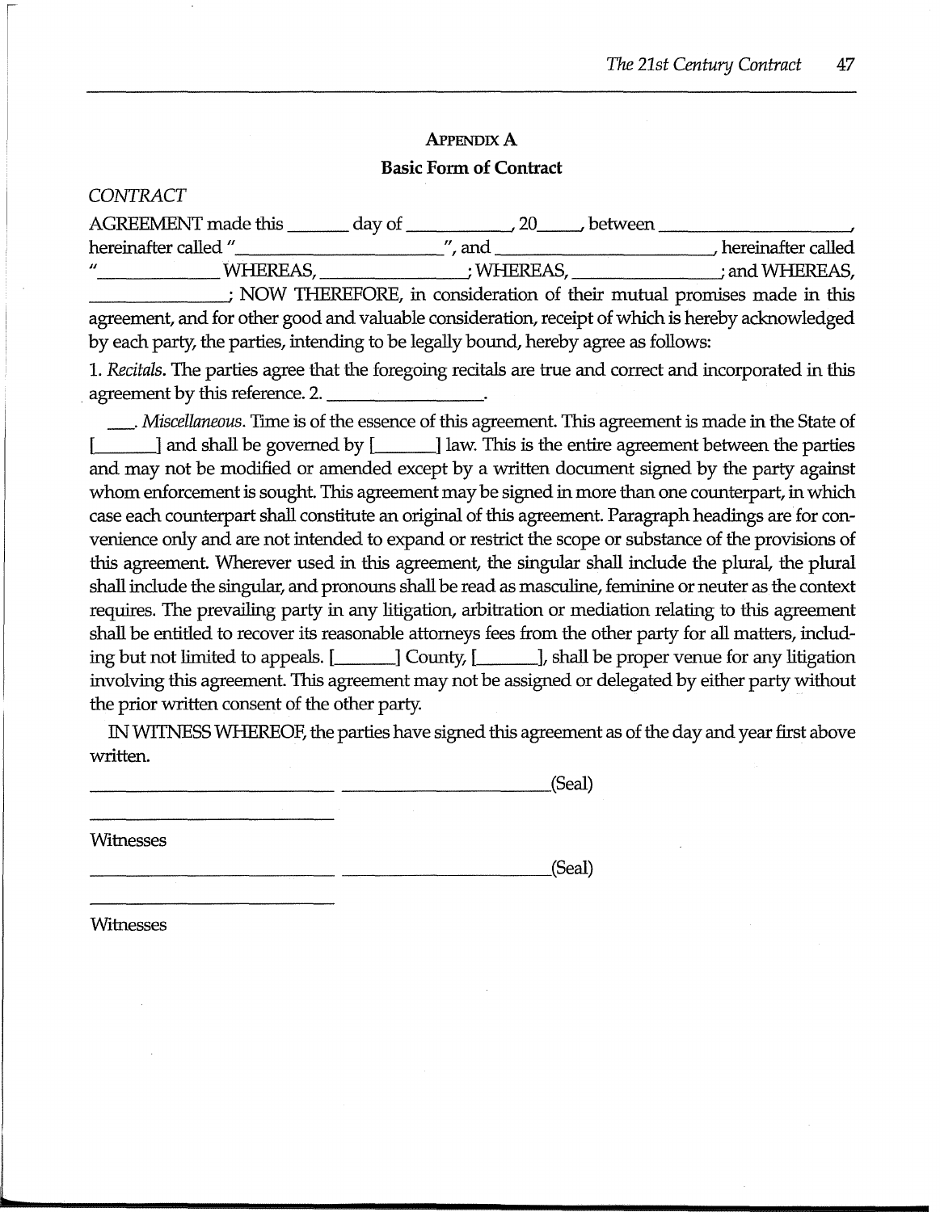## Appendix A

### Basic Form of Contract

*CONTRACT*

AGREEMENT made this ______ day of __________, 20____, between ____________________, hereinafter called "____________________", and ____________________, hereinafter called "____________ WHEREAS, ______________; WHEREAS, ______________; and WHEREAS, ______________; NOW THEREFORE, in consideration of their mutual promises made in this agreement, and for other good and valuable consideration, receipt of which is hereby acknowledged by each party, the parties, intending to be legally bound, hereby agree as follows:

1. *Recitals.* The parties agree that the foregoing recitals are true and correct and incorporated in this agreement by this reference. 2. ______________.

___. *Miscellaneous.* Time is of the essence of this agreement. This agreement is made in the State of [______] and shall be governed by [______] law. This is the entire agreement between the parties and may not be modified or amended except by a written document signed by the party against whom enforcement is sought. This agreement may be signed in more than one counterpart, in which case each counterpart shall constitute an original of this agreement. Paragraph headings are for convenience only and are not intended to expand or restrict the scope or substance of the provisions of this agreement. Wherever used in this agreement, the singular shall include the plural, the plural shall include the singular, and pronouns shall be read as masculine, feminine or neuter as the context requires. The prevailing party in any litigation, arbitration or mediation relating to this agreement shall be entitled to recover its reasonable attorneys fees from the other party for all matters, including but not limited to appeals. [______] County, [______], shall be proper venue for any litigation involving this agreement. This agreement may not be assigned or delegated by either party without the prior written consent of the other party.

IN WITNESS WHEREOF, the parties have signed this agreement as of the day and year first above written.

________________________ ________________________(Seal)

________________________

Witnesses

________________________ ________________________(Seal)

________________________

Witnesses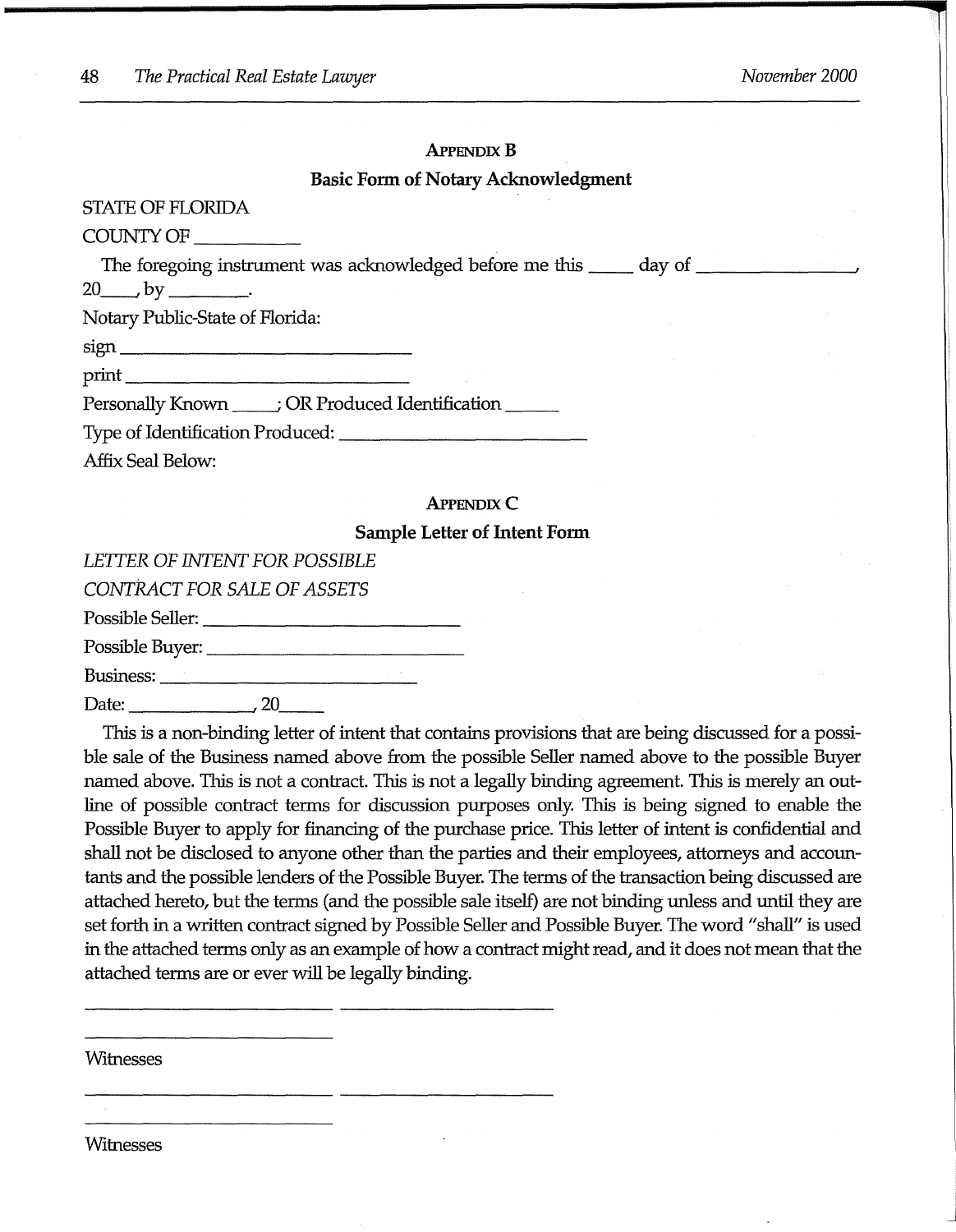## APPENDIX B

### Basic Form of Notary Acknowledgment

STATE OF FLORIDA

COUNTY OF __________

The foregoing instrument was acknowledged before me this _____ day of ________________, 20____, by ________.

Notary Public-State of Florida:

sign ________________________________

print ________________________________

Personally Known _____; OR Produced Identification ______

Type of Identification Produced: __________________________

Affix Seal Below:

## APPENDIX C

### Sample Letter of Intent Form

*LETTER OF INTENT FOR POSSIBLE*

*CONTRACT FOR SALE OF ASSETS*

Possible Seller: ___________________________

Possible Buyer: ___________________________

Business: ___________________________

Date: _____________, 20_____

This is a non-binding letter of intent that contains provisions that are being discussed for a possible sale of the Business named above from the possible Seller named above to the possible Buyer named above. This is not a contract. This is not a legally binding agreement. This is merely an outline of possible contract terms for discussion purposes only. This is being signed to enable the Possible Buyer to apply for financing of the purchase price. This letter of intent is confidential and shall not be disclosed to anyone other than the parties and their employees, attorneys and accountants and the possible lenders of the Possible Buyer. The terms of the transaction being discussed are attached hereto, but the terms (and the possible sale itself) are not binding unless and until they are set forth in a written contract signed by Possible Seller and Possible Buyer. The word "shall" is used in the attached terms only as an example of how a contract might read, and it does not mean that the attached terms are or ever will be legally binding.

____________________________ ________________________

____________________________

Witnesses

____________________________ ________________________

____________________________

Witnesses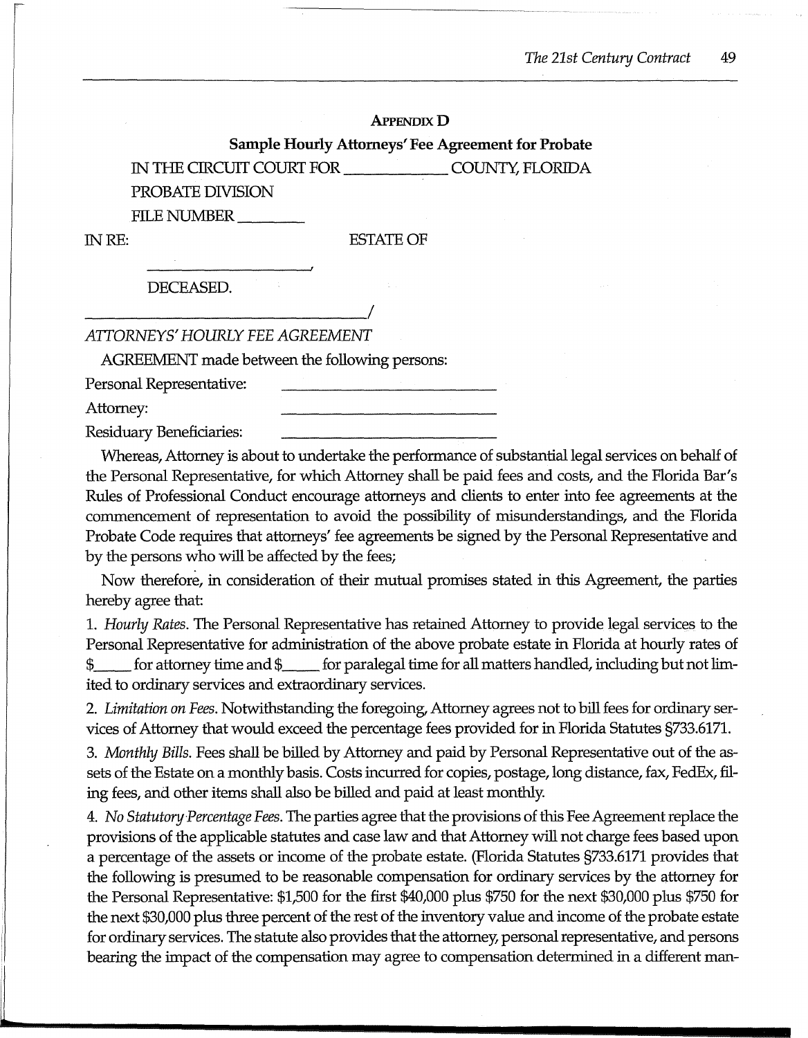## Appendix D

### Sample Hourly Attorneys' Fee Agreement for Probate

IN THE CIRCUIT COURT FOR ____________ COUNTY, FLORIDA

PROBATE DIVISION

FILE NUMBER ________

IN RE: ESTATE OF

____________________,

DECEASED.

____________________________________/

*ATTORNEYS' HOURLY FEE AGREEMENT*

AGREEMENT made between the following persons:

Personal Representative: ____________________________

Attorney: ____________________________

Residuary Beneficiaries: ____________________________

Whereas, Attorney is about to undertake the performance of substantial legal services on behalf of the Personal Representative, for which Attorney shall be paid fees and costs, and the Florida Bar's Rules of Professional Conduct encourage attorneys and clients to enter into fee agreements at the commencement of representation to avoid the possibility of misunderstandings, and the Florida Probate Code requires that attorneys' fee agreements be signed by the Personal Representative and by the persons who will be affected by the fees;

Now therefore, in consideration of their mutual promises stated in this Agreement, the parties hereby agree that:

1. *Hourly Rates.* The Personal Representative has retained Attorney to provide legal services to the Personal Representative for administration of the above probate estate in Florida at hourly rates of $_____ for attorney time and $_____ for paralegal time for all matters handled, including but not limited to ordinary services and extraordinary services.

2. *Limitation on Fees.* Notwithstanding the foregoing, Attorney agrees not to bill fees for ordinary services of Attorney that would exceed the percentage fees provided for in Florida Statutes §733.6171.

3. *Monthly Bills.* Fees shall be billed by Attorney and paid by Personal Representative out of the assets of the Estate on a monthly basis. Costs incurred for copies, postage, long distance, fax, FedEx, filing fees, and other items shall also be billed and paid at least monthly.

4. *No Statutory Percentage Fees.* The parties agree that the provisions of this Fee Agreement replace the provisions of the applicable statutes and case law and that Attorney will not charge fees based upon a percentage of the assets or income of the probate estate. (Florida Statutes §733.6171 provides that the following is presumed to be reasonable compensation for ordinary services by the attorney for the Personal Representative: $1,500 for the first $40,000 plus $750 for the next $30,000 plus $750 for the next $30,000 plus three percent of the rest of the inventory value and income of the probate estate for ordinary services. The statute also provides that the attorney, personal representative, and persons bearing the impact of the compensation may agree to compensation determined in a different man-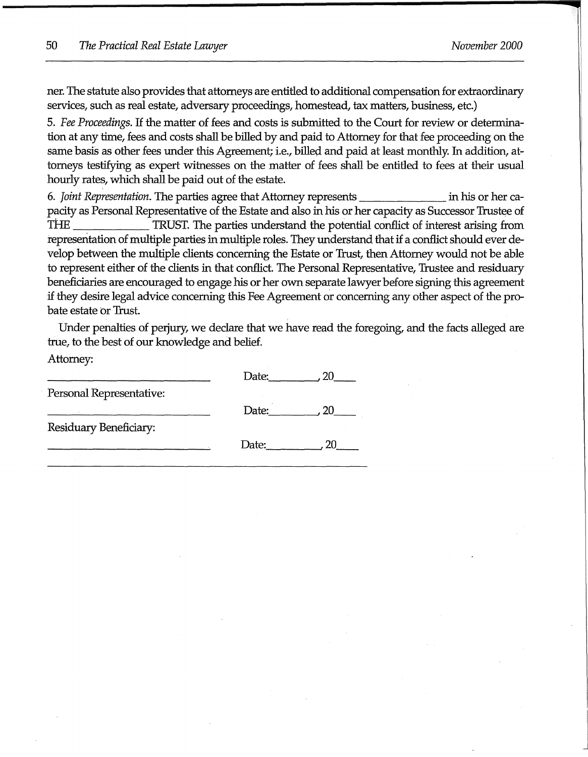ner. The statute also provides that attorneys are entitled to additional compensation for extraordinary services, such as real estate, adversary proceedings, homestead, tax matters, business, etc.)

5. *Fee Proceedings.* If the matter of fees and costs is submitted to the Court for review or determination at any time, fees and costs shall be billed by and paid to Attorney for that fee proceeding on the same basis as other fees under this Agreement; i.e., billed and paid at least monthly. In addition, attorneys testifying as expert witnesses on the matter of fees shall be entitled to fees at their usual hourly rates, which shall be paid out of the estate.

6. *Joint Representation.* The parties agree that Attorney represents _______________ in his or her capacity as Personal Representative of the Estate and also in his or her capacity as Successor Trustee of THE _____________ TRUST. The parties understand the potential conflict of interest arising from representation of multiple parties in multiple roles. They understand that if a conflict should ever develop between the multiple clients concerning the Estate or Trust, then Attorney would not be able to represent either of the clients in that conflict. The Personal Representative, Trustee and residuary beneficiaries are encouraged to engage his or her own separate lawyer before signing this agreement if they desire legal advice concerning this Fee Agreement or concerning any other aspect of the probate estate or Trust.

Under penalties of perjury, we declare that we have read the foregoing, and the facts alleged are true, to the best of our knowledge and belief.

Attorney:

_______________________________ Date:_________, 20____

Personal Representative:

_______________________________ Date:_________, 20____

Residuary Beneficiary:

_______________________________ Date:_________, 20____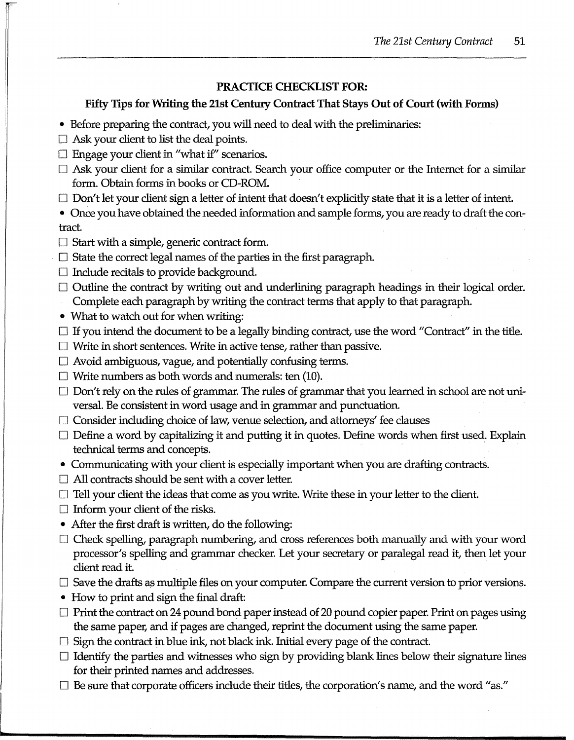## PRACTICE CHECKLIST FOR:

### Fifty Tips for Writing the 21st Century Contract That Stays Out of Court (with Forms)

- Before preparing the contract, you will need to deal with the preliminaries:

- [ ] Ask your client to list the deal points.
- [ ] Engage your client in "what if" scenarios.
- [ ] Ask your client for a similar contract. Search your office computer or the Internet for a similar form. Obtain forms in books or CD-ROM.
- [ ] Don't let your client sign a letter of intent that doesn't explicitly state that it is a letter of intent.

- Once you have obtained the needed information and sample forms, you are ready to draft the contract.

- [ ] Start with a simple, generic contract form.
- [ ] State the correct legal names of the parties in the first paragraph.
- [ ] Include recitals to provide background.
- [ ] Outline the contract by writing out and underlining paragraph headings in their logical order. Complete each paragraph by writing the contract terms that apply to that paragraph.

- What to watch out for when writing:

- [ ] If you intend the document to be a legally binding contract, use the word "Contract" in the title.
- [ ] Write in short sentences. Write in active tense, rather than passive.
- [ ] Avoid ambiguous, vague, and potentially confusing terms.
- [ ] Write numbers as both words and numerals: ten (10).
- [ ] Don't rely on the rules of grammar. The rules of grammar that you learned in school are not universal. Be consistent in word usage and in grammar and punctuation.
- [ ] Consider including choice of law, venue selection, and attorneys' fee clauses
- [ ] Define a word by capitalizing it and putting it in quotes. Define words when first used. Explain technical terms and concepts.

- Communicating with your client is especially important when you are drafting contracts.

- [ ] All contracts should be sent with a cover letter.
- [ ] Tell your client the ideas that come as you write. Write these in your letter to the client.
- [ ] Inform your client of the risks.

- After the first draft is written, do the following:

- [ ] Check spelling, paragraph numbering, and cross references both manually and with your word processor's spelling and grammar checker. Let your secretary or paralegal read it, then let your client read it.
- [ ] Save the drafts as multiple files on your computer. Compare the current version to prior versions.

- How to print and sign the final draft:

- [ ] Print the contract on 24 pound bond paper instead of 20 pound copier paper. Print on pages using the same paper, and if pages are changed, reprint the document using the same paper.
- [ ] Sign the contract in blue ink, not black ink. Initial every page of the contract.
- [ ] Identify the parties and witnesses who sign by providing blank lines below their signature lines for their printed names and addresses.
- [ ] Be sure that corporate officers include their titles, the corporation's name, and the word "as."